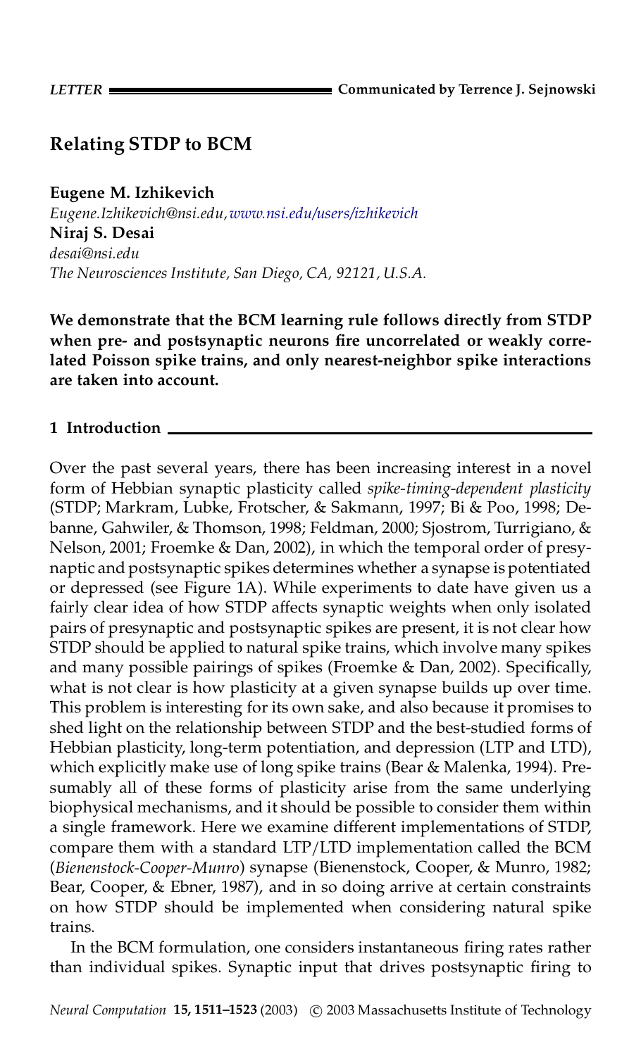LETTER

Communicated by Terrence J. Sejnowski

# Relating STDP to BCM

**Eugene M. Izhikevich**
*Eugene.Izhikevich@nsi.edu, www.nsi.edu/users/izhikevich*
**Niraj S. Desai**
*desai@nsi.edu*
*The Neurosciences Institute, San Diego, CA, 92121, U.S.A.*

**We demonstrate that the BCM learning rule follows directly from STDP when pre- and postsynaptic neurons fire uncorrelated or weakly correlated Poisson spike trains, and only nearest-neighbor spike interactions are taken into account.**

## 1 Introduction

Over the past several years, there has been increasing interest in a novel form of Hebbian synaptic plasticity called *spike-timing-dependent plasticity* (STDP; Markram, Lubke, Frotscher, & Sakmann, 1997; Bi & Poo, 1998; Debanne, Gahwiler, & Thomson, 1998; Feldman, 2000; Sjostrom, Turrigiano, & Nelson, 2001; Froemke & Dan, 2002), in which the temporal order of presynaptic and postsynaptic spikes determines whether a synapse is potentiated or depressed (see Figure 1A). While experiments to date have given us a fairly clear idea of how STDP affects synaptic weights when only isolated pairs of presynaptic and postsynaptic spikes are present, it is not clear how STDP should be applied to natural spike trains, which involve many spikes and many possible pairings of spikes (Froemke & Dan, 2002). Specifically, what is not clear is how plasticity at a given synapse builds up over time. This problem is interesting for its own sake, and also because it promises to shed light on the relationship between STDP and the best-studied forms of Hebbian plasticity, long-term potentiation, and depression (LTP and LTD), which explicitly make use of long spike trains (Bear & Malenka, 1994). Presumably all of these forms of plasticity arise from the same underlying biophysical mechanisms, and it should be possible to consider them within a single framework. Here we examine different implementations of STDP, compare them with a standard LTP/LTD implementation called the BCM (*Bienenstock-Cooper-Munro*) synapse (Bienenstock, Cooper, & Munro, 1982; Bear, Cooper, & Ebner, 1987), and in so doing arrive at certain constraints on how STDP should be implemented when considering natural spike trains.

In the BCM formulation, one considers instantaneous firing rates rather than individual spikes. Synaptic input that drives postsynaptic firing to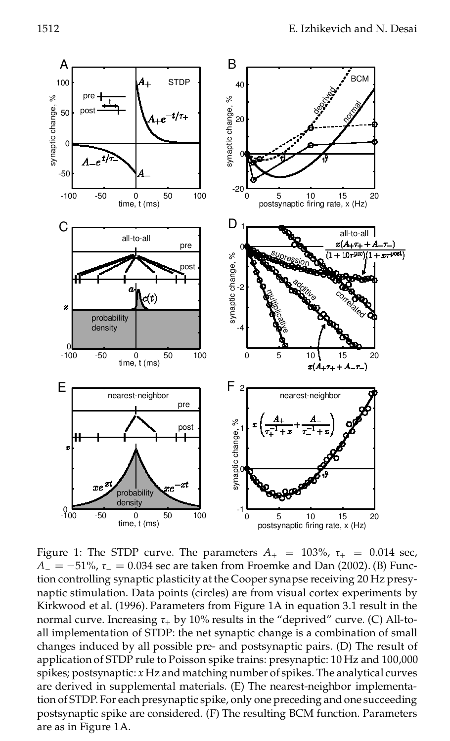Figure 1: The STDP curve. The parameters $A_+ = 103\%$, $\tau_+ = 0.014$ sec, $A_- = -51\%$, $\tau_- = 0.034$ sec are taken from Froemke and Dan (2002). (B) Function controlling synaptic plasticity at the Cooper synapse receiving 20 Hz presynaptic stimulation. Data points (circles) are from visual cortex experiments by Kirkwood et al. (1996). Parameters from Figure 1A in equation 3.1 result in the normal curve. Increasing $\tau_+$ by 10% results in the "deprived" curve. (C) All-to-all implementation of STDP: the net synaptic change is a combination of small changes induced by all possible pre- and postsynaptic pairs. (D) The result of application of STDP rule to Poisson spike trains: presynaptic: 10 Hz and 100,000 spikes; postsynaptic: $x$ Hz and matching number of spikes. The analytical curves are derived in supplemental materials. (E) The nearest-neighbor implementation of STDP. For each presynaptic spike, only one preceding and one succeeding postsynaptic spike are considered. (F) The resulting BCM function. Parameters are as in Figure 1A.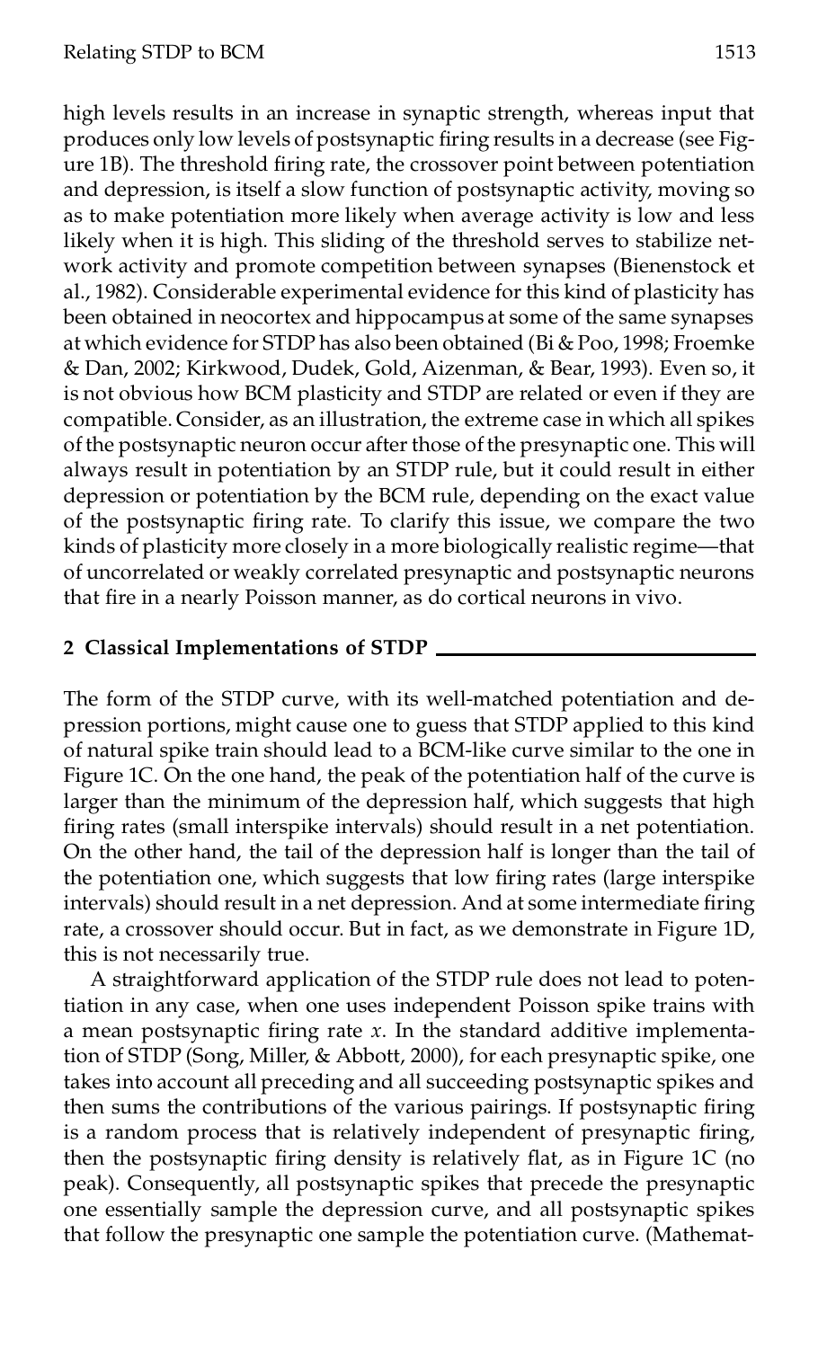high levels results in an increase in synaptic strength, whereas input that produces only low levels of postsynaptic firing results in a decrease (see Figure 1B). The threshold firing rate, the crossover point between potentiation and depression, is itself a slow function of postsynaptic activity, moving so as to make potentiation more likely when average activity is low and less likely when it is high. This sliding of the threshold serves to stabilize network activity and promote competition between synapses (Bienenstock et al., 1982). Considerable experimental evidence for this kind of plasticity has been obtained in neocortex and hippocampus at some of the same synapses at which evidence for STDP has also been obtained (Bi & Poo, 1998; Froemke & Dan, 2002; Kirkwood, Dudek, Gold, Aizenman, & Bear, 1993). Even so, it is not obvious how BCM plasticity and STDP are related or even if they are compatible. Consider, as an illustration, the extreme case in which all spikes of the postsynaptic neuron occur after those of the presynaptic one. This will always result in potentiation by an STDP rule, but it could result in either depression or potentiation by the BCM rule, depending on the exact value of the postsynaptic firing rate. To clarify this issue, we compare the two kinds of plasticity more closely in a more biologically realistic regime—that of uncorrelated or weakly correlated presynaptic and postsynaptic neurons that fire in a nearly Poisson manner, as do cortical neurons in vivo.

## 2 Classical Implementations of STDP

The form of the STDP curve, with its well-matched potentiation and depression portions, might cause one to guess that STDP applied to this kind of natural spike train should lead to a BCM-like curve similar to the one in Figure 1C. On the one hand, the peak of the potentiation half of the curve is larger than the minimum of the depression half, which suggests that high firing rates (small interspike intervals) should result in a net potentiation. On the other hand, the tail of the depression half is longer than the tail of the potentiation one, which suggests that low firing rates (large interspike intervals) should result in a net depression. And at some intermediate firing rate, a crossover should occur. But in fact, as we demonstrate in Figure 1D, this is not necessarily true.

A straightforward application of the STDP rule does not lead to potentiation in any case, when one uses independent Poisson spike trains with a mean postsynaptic firing rate $x$. In the standard additive implementation of STDP (Song, Miller, & Abbott, 2000), for each presynaptic spike, one takes into account all preceding and all succeeding postsynaptic spikes and then sums the contributions of the various pairings. If postsynaptic firing is a random process that is relatively independent of presynaptic firing, then the postsynaptic firing density is relatively flat, as in Figure 1C (no peak). Consequently, all postsynaptic spikes that precede the presynaptic one essentially sample the depression curve, and all postsynaptic spikes that follow the presynaptic one sample the potentiation curve. (Mathemat-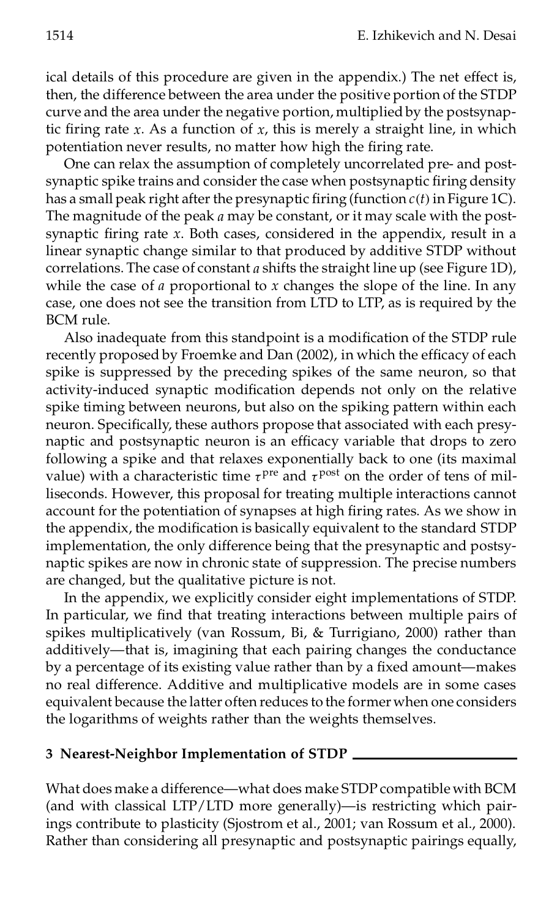ical details of this procedure are given in the appendix.) The net effect is, then, the difference between the area under the positive portion of the STDP curve and the area under the negative portion, multiplied by the postsynaptic firing rate $x$. As a function of $x$, this is merely a straight line, in which potentiation never results, no matter how high the firing rate.

One can relax the assumption of completely uncorrelated pre- and postsynaptic spike trains and consider the case when postsynaptic firing density has a small peak right after the presynaptic firing (function $c(t)$ in Figure 1C). The magnitude of the peak $a$ may be constant, or it may scale with the postsynaptic firing rate $x$. Both cases, considered in the appendix, result in a linear synaptic change similar to that produced by additive STDP without correlations. The case of constant $a$ shifts the straight line up (see Figure 1D), while the case of $a$ proportional to $x$ changes the slope of the line. In any case, one does not see the transition from LTD to LTP, as is required by the BCM rule.

Also inadequate from this standpoint is a modification of the STDP rule recently proposed by Froemke and Dan (2002), in which the efficacy of each spike is suppressed by the preceding spikes of the same neuron, so that activity-induced synaptic modification depends not only on the relative spike timing between neurons, but also on the spiking pattern within each neuron. Specifically, these authors propose that associated with each presynaptic and postsynaptic neuron is an efficacy variable that drops to zero following a spike and that relaxes exponentially back to one (its maximal value) with a characteristic time $\tau^{\text{pre}}$ and $\tau^{\text{post}}$ on the order of tens of milliseconds. However, this proposal for treating multiple interactions cannot account for the potentiation of synapses at high firing rates. As we show in the appendix, the modification is basically equivalent to the standard STDP implementation, the only difference being that the presynaptic and postsynaptic spikes are now in chronic state of suppression. The precise numbers are changed, but the qualitative picture is not.

In the appendix, we explicitly consider eight implementations of STDP. In particular, we find that treating interactions between multiple pairs of spikes multiplicatively (van Rossum, Bi, & Turrigiano, 2000) rather than additively—that is, imagining that each pairing changes the conductance by a percentage of its existing value rather than by a fixed amount—makes no real difference. Additive and multiplicative models are in some cases equivalent because the latter often reduces to the former when one considers the logarithms of weights rather than the weights themselves.

## 3 Nearest-Neighbor Implementation of STDP

What does make a difference—what does make STDP compatible with BCM (and with classical LTP/LTD more generally)—is restricting which pairings contribute to plasticity (Sjostrom et al., 2001; van Rossum et al., 2000). Rather than considering all presynaptic and postsynaptic pairings equally,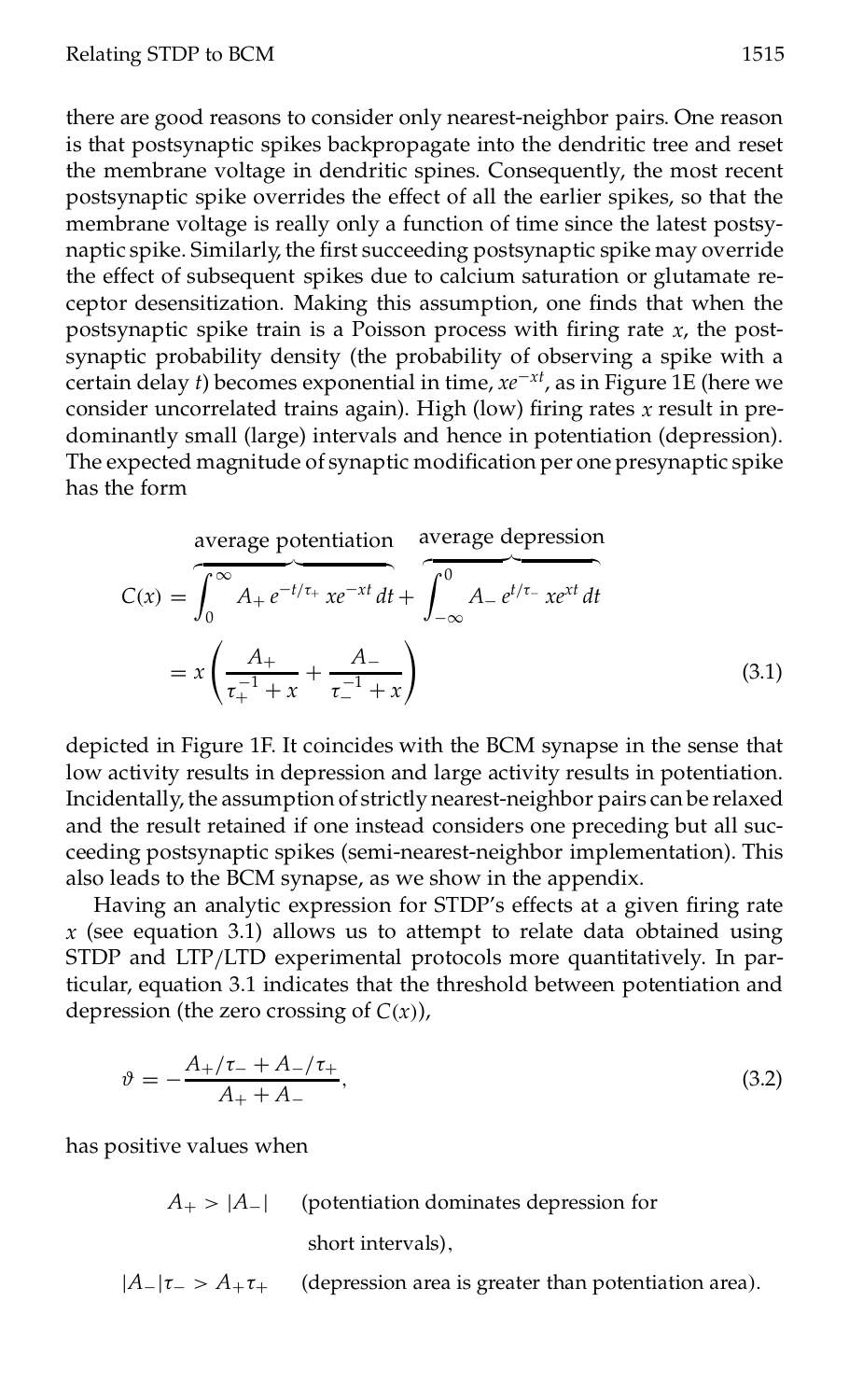there are good reasons to consider only nearest-neighbor pairs. One reason is that postsynaptic spikes backpropagate into the dendritic tree and reset the membrane voltage in dendritic spines. Consequently, the most recent postsynaptic spike overrides the effect of all the earlier spikes, so that the membrane voltage is really only a function of time since the latest postsynaptic spike. Similarly, the first succeeding postsynaptic spike may override the effect of subsequent spikes due to calcium saturation or glutamate receptor desensitization. Making this assumption, one finds that when the postsynaptic spike train is a Poisson process with firing rate $x$, the postsynaptic probability density (the probability of observing a spike with a certain delay $t$) becomes exponential in time, $xe^{-xt}$, as in Figure 1E (here we consider uncorrelated trains again). High (low) firing rates $x$ result in predominantly small (large) intervals and hence in potentiation (depression). The expected magnitude of synaptic modification per one presynaptic spike has the form

$$C(x) = \overbrace{\int_0^\infty A_+ e^{-t/\tau_+} xe^{-xt}\,dt}^{\text{average potentiation}} + \overbrace{\int_{-\infty}^0 A_- e^{t/\tau_-} xe^{xt}\,dt}^{\text{average depression}}$$

$$= x\left(\frac{A_+}{\tau_+^{-1}+x} + \frac{A_-}{\tau_-^{-1}+x}\right) \tag{3.1}$$

depicted in Figure 1F. It coincides with the BCM synapse in the sense that low activity results in depression and large activity results in potentiation. Incidentally, the assumption of strictly nearest-neighbor pairs can be relaxed and the result retained if one instead considers one preceding but all succeeding postsynaptic spikes (semi-nearest-neighbor implementation). This also leads to the BCM synapse, as we show in the appendix.

Having an analytic expression for STDP's effects at a given firing rate $x$ (see equation 3.1) allows us to attempt to relate data obtained using STDP and LTP/LTD experimental protocols more quantitatively. In particular, equation 3.1 indicates that the threshold between potentiation and depression (the zero crossing of $C(x)$),

$$\vartheta = -\frac{A_+/\tau_- + A_-/\tau_+}{A_+ + A_-}, \tag{3.2}$$

has positive values when

$A_+ > |A_-|$ (potentiation dominates depression for short intervals),

$|A_-|\tau_- > A_+\tau_+$ (depression area is greater than potentiation area).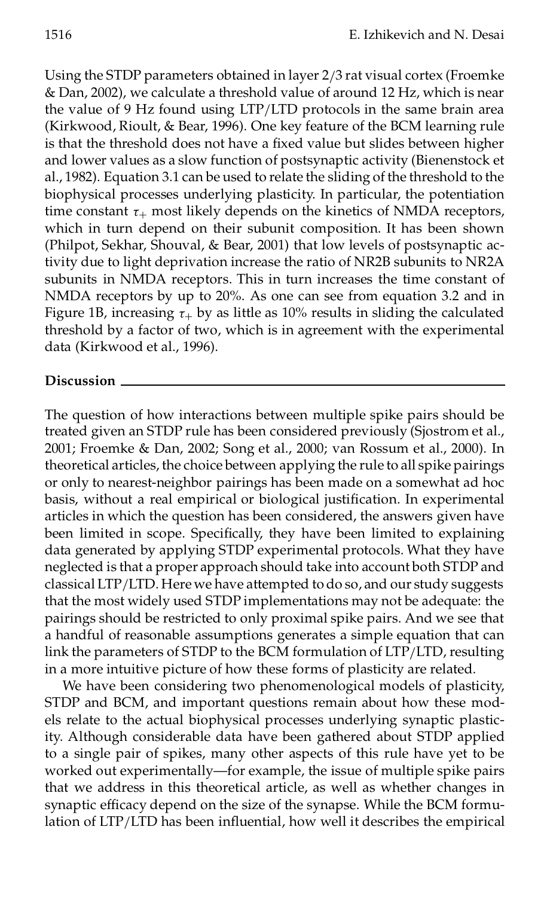Using the STDP parameters obtained in layer 2/3 rat visual cortex (Froemke & Dan, 2002), we calculate a threshold value of around 12 Hz, which is near the value of 9 Hz found using LTP/LTD protocols in the same brain area (Kirkwood, Rioult, & Bear, 1996). One key feature of the BCM learning rule is that the threshold does not have a fixed value but slides between higher and lower values as a slow function of postsynaptic activity (Bienenstock et al., 1982). Equation 3.1 can be used to relate the sliding of the threshold to the biophysical processes underlying plasticity. In particular, the potentiation time constant $\tau_+$ most likely depends on the kinetics of NMDA receptors, which in turn depend on their subunit composition. It has been shown (Philpot, Sekhar, Shouval, & Bear, 2001) that low levels of postsynaptic activity due to light deprivation increase the ratio of NR2B subunits to NR2A subunits in NMDA receptors. This in turn increases the time constant of NMDA receptors by up to 20%. As one can see from equation 3.2 and in Figure 1B, increasing $\tau_+$ by as little as 10% results in sliding the calculated threshold by a factor of two, which is in agreement with the experimental data (Kirkwood et al., 1996).

## Discussion

The question of how interactions between multiple spike pairs should be treated given an STDP rule has been considered previously (Sjostrom et al., 2001; Froemke & Dan, 2002; Song et al., 2000; van Rossum et al., 2000). In theoretical articles, the choice between applying the rule to all spike pairings or only to nearest-neighbor pairings has been made on a somewhat ad hoc basis, without a real empirical or biological justification. In experimental articles in which the question has been considered, the answers given have been limited in scope. Specifically, they have been limited to explaining data generated by applying STDP experimental protocols. What they have neglected is that a proper approach should take into account both STDP and classical LTP/LTD. Here we have attempted to do so, and our study suggests that the most widely used STDP implementations may not be adequate: the pairings should be restricted to only proximal spike pairs. And we see that a handful of reasonable assumptions generates a simple equation that can link the parameters of STDP to the BCM formulation of LTP/LTD, resulting in a more intuitive picture of how these forms of plasticity are related.

We have been considering two phenomenological models of plasticity, STDP and BCM, and important questions remain about how these models relate to the actual biophysical processes underlying synaptic plasticity. Although considerable data have been gathered about STDP applied to a single pair of spikes, many other aspects of this rule have yet to be worked out experimentally—for example, the issue of multiple spike pairs that we address in this theoretical article, as well as whether changes in synaptic efficacy depend on the size of the synapse. While the BCM formulation of LTP/LTD has been influential, how well it describes the empirical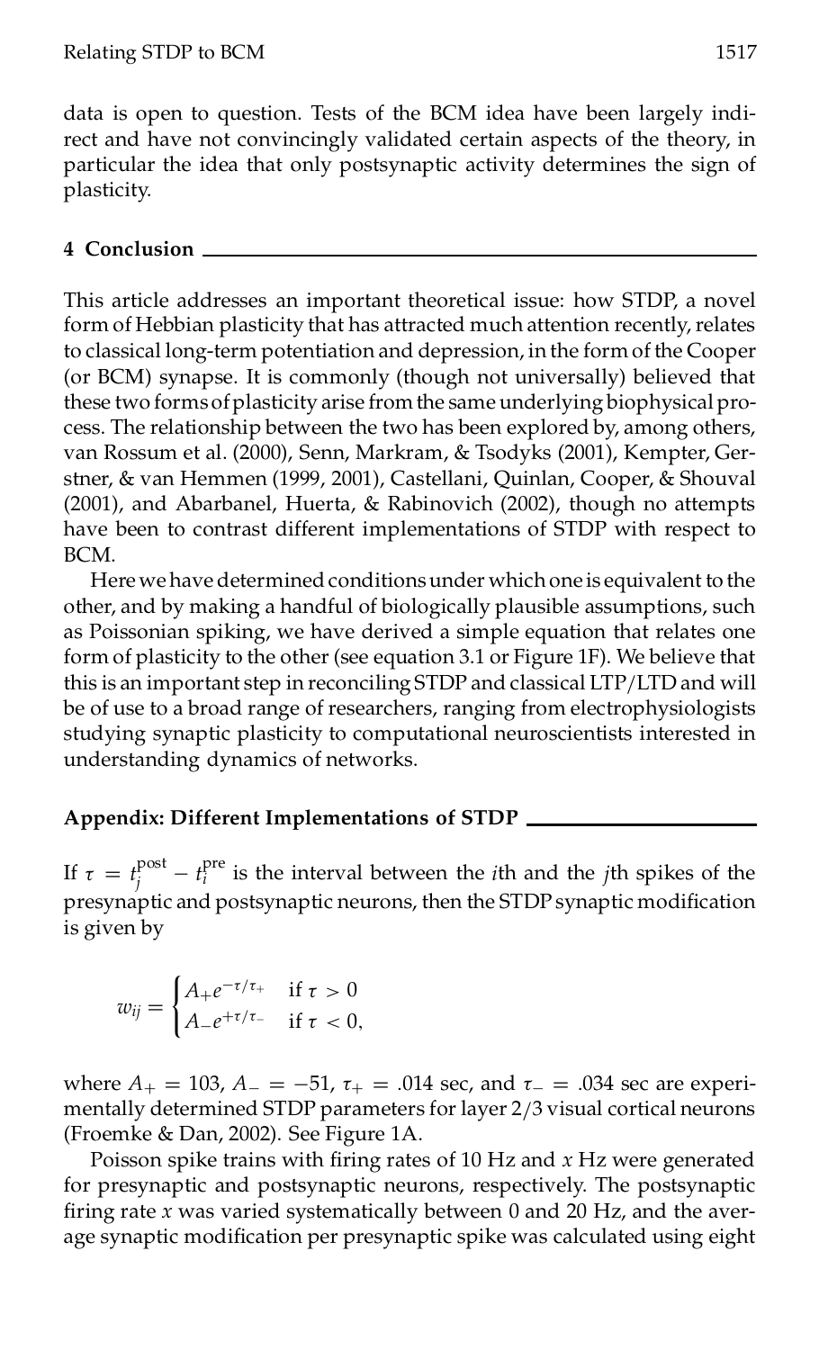data is open to question. Tests of the BCM idea have been largely indirect and have not convincingly validated certain aspects of the theory, in particular the idea that only postsynaptic activity determines the sign of plasticity.

## 4 Conclusion

This article addresses an important theoretical issue: how STDP, a novel form of Hebbian plasticity that has attracted much attention recently, relates to classical long-term potentiation and depression, in the form of the Cooper (or BCM) synapse. It is commonly (though not universally) believed that these two forms of plasticity arise from the same underlying biophysical process. The relationship between the two has been explored by, among others, van Rossum et al. (2000), Senn, Markram, & Tsodyks (2001), Kempter, Gerstner, & van Hemmen (1999, 2001), Castellani, Quinlan, Cooper, & Shouval (2001), and Abarbanel, Huerta, & Rabinovich (2002), though no attempts have been to contrast different implementations of STDP with respect to BCM.

Here we have determined conditions under which one is equivalent to the other, and by making a handful of biologically plausible assumptions, such as Poissonian spiking, we have derived a simple equation that relates one form of plasticity to the other (see equation 3.1 or Figure 1F). We believe that this is an important step in reconciling STDP and classical LTP/LTD and will be of use to a broad range of researchers, ranging from electrophysiologists studying synaptic plasticity to computational neuroscientists interested in understanding dynamics of networks.

## Appendix: Different Implementations of STDP

If $\tau = t_j^{\text{post}} - t_i^{\text{pre}}$ is the interval between the $i$th and the $j$th spikes of the presynaptic and postsynaptic neurons, then the STDP synaptic modification is given by

$$w_{ij} = \begin{cases} A_+ e^{-\tau/\tau_+} & \text{if } \tau > 0 \\ A_- e^{+\tau/\tau_-} & \text{if } \tau < 0, \end{cases}$$

where $A_+ = 103$, $A_- = -51$, $\tau_+ = .014$ sec, and $\tau_- = .034$ sec are experimentally determined STDP parameters for layer 2/3 visual cortical neurons (Froemke & Dan, 2002). See Figure 1A.

Poisson spike trains with firing rates of 10 Hz and $x$ Hz were generated for presynaptic and postsynaptic neurons, respectively. The postsynaptic firing rate $x$ was varied systematically between 0 and 20 Hz, and the average synaptic modification per presynaptic spike was calculated using eight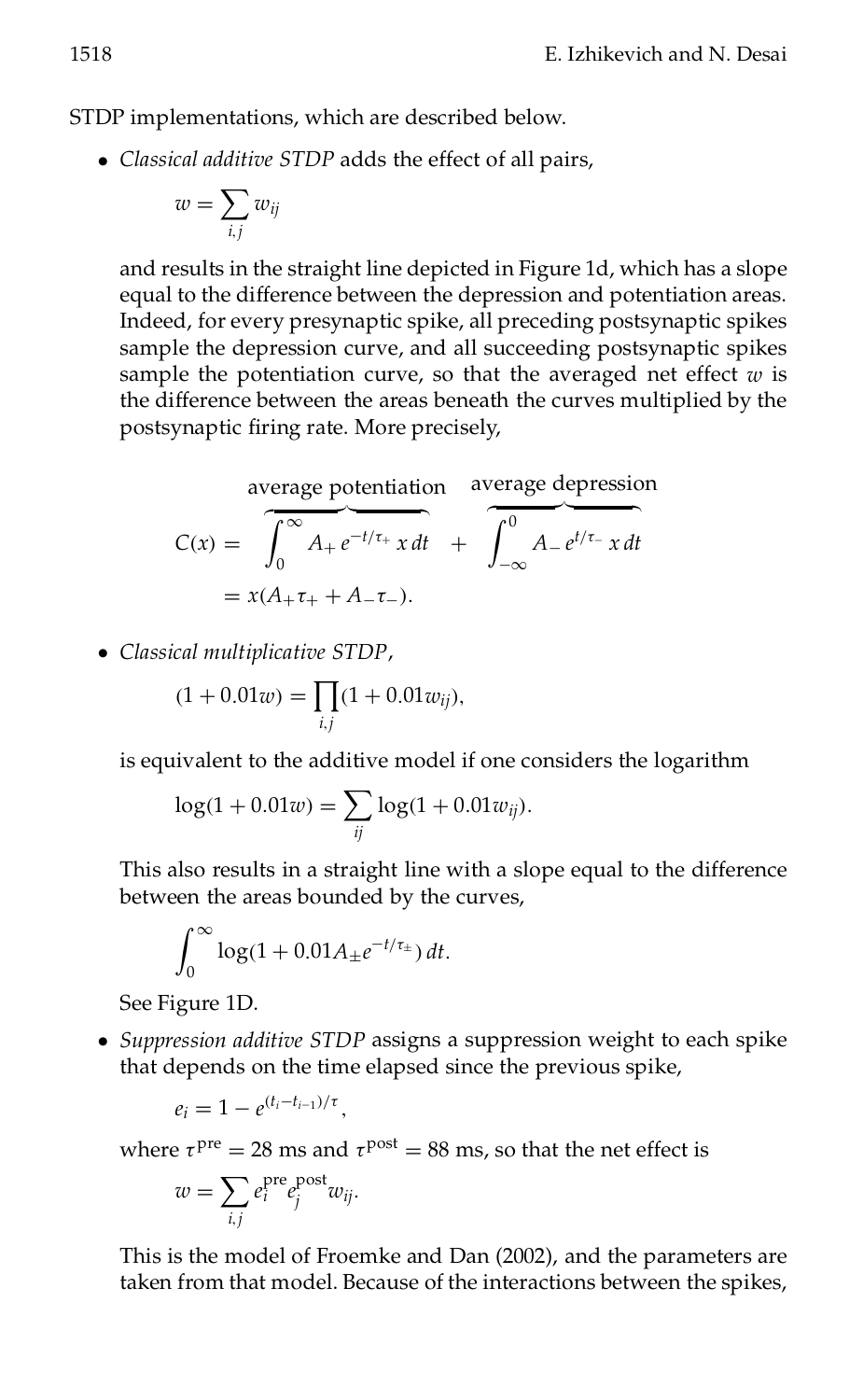STDP implementations, which are described below.

- *Classical additive STDP* adds the effect of all pairs,

  $$w = \sum_{i,j} w_{ij}$$

  and results in the straight line depicted in Figure 1d, which has a slope equal to the difference between the depression and potentiation areas. Indeed, for every presynaptic spike, all preceding postsynaptic spikes sample the depression curve, and all succeeding postsynaptic spikes sample the potentiation curve, so that the averaged net effect $w$ is the difference between the areas beneath the curves multiplied by the postsynaptic firing rate. More precisely,

  $$\begin{aligned} C(x) &= \overbrace{\int_0^\infty A_+ e^{-t/\tau_+}\, x\, dt}^{\text{average potentiation}} + \overbrace{\int_{-\infty}^0 A_- e^{t/\tau_-}\, x\, dt}^{\text{average depression}} \\ &= x(A_+\tau_+ + A_-\tau_-). \end{aligned}$$

- *Classical multiplicative STDP*,

  $$(1 + 0.01w) = \prod_{i,j}(1 + 0.01w_{ij}),$$

  is equivalent to the additive model if one considers the logarithm

  $$\log(1 + 0.01w) = \sum_{ij} \log(1 + 0.01w_{ij}).$$

  This also results in a straight line with a slope equal to the difference between the areas bounded by the curves,

  $$\int_0^\infty \log(1 + 0.01A_\pm e^{-t/\tau_\pm})\, dt.$$

  See Figure 1D.

- *Suppression additive STDP* assigns a suppression weight to each spike that depends on the time elapsed since the previous spike,

  $$e_i = 1 - e^{(t_i - t_{i-1})/\tau},$$

  where $\tau^{\text{pre}} = 28$ ms and $\tau^{\text{post}} = 88$ ms, so that the net effect is

  $$w = \sum_{i,j} e_i^{\text{pre}} e_j^{\text{post}} w_{ij}.$$

  This is the model of Froemke and Dan (2002), and the parameters are taken from that model. Because of the interactions between the spikes,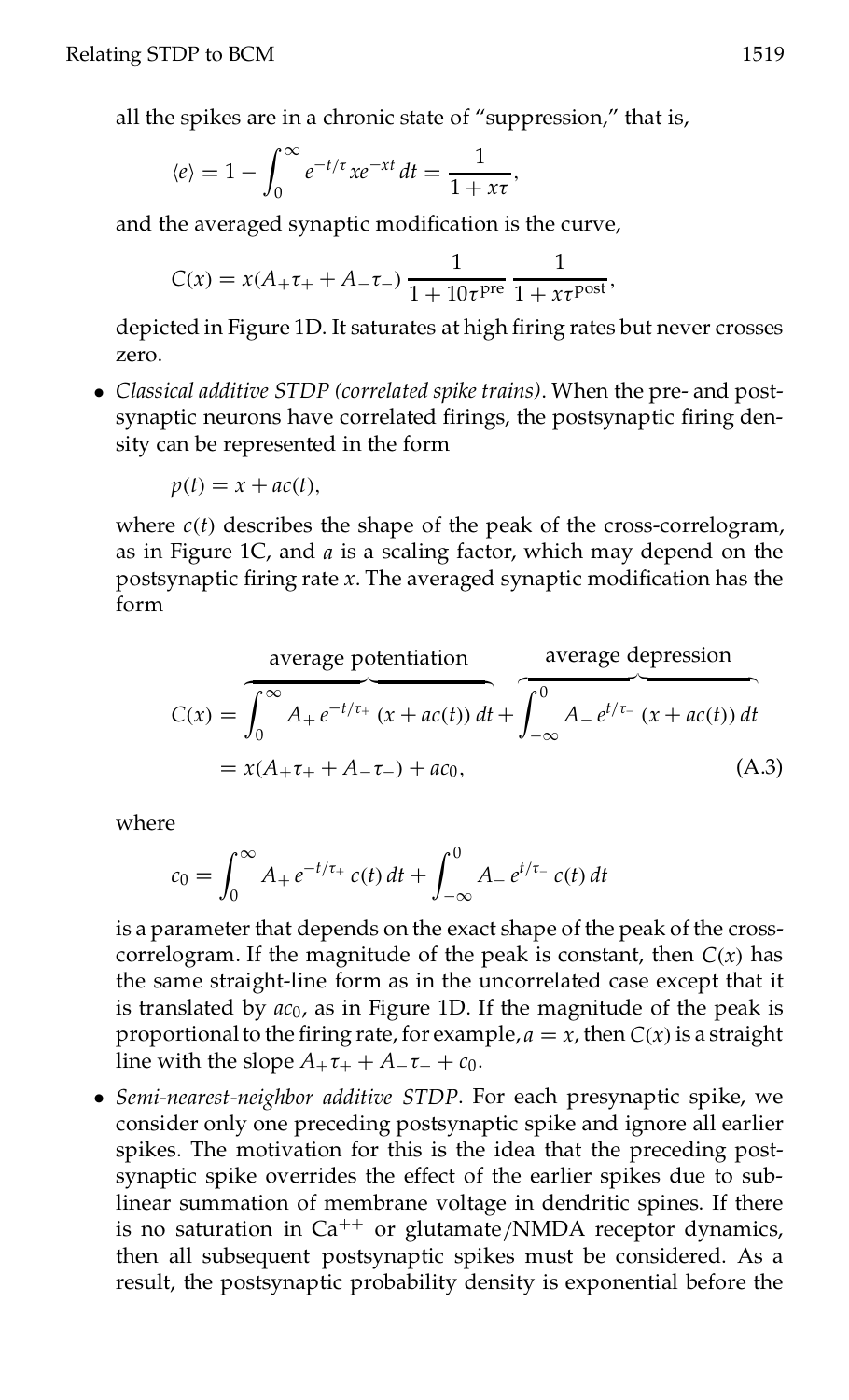all the spikes are in a chronic state of "suppression," that is,

$$\langle e \rangle = 1 - \int_0^\infty e^{-t/\tau} x e^{-xt}\, dt = \frac{1}{1 + x\tau},$$

and the averaged synaptic modification is the curve,

$$C(x) = x(A_+\tau_+ + A_-\tau_-)\, \frac{1}{1 + 10\tau^{\text{pre}}}\, \frac{1}{1 + x\tau^{\text{post}}},$$

depicted in Figure 1D. It saturates at high firing rates but never crosses zero.

- *Classical additive STDP (correlated spike trains).* When the pre- and postsynaptic neurons have correlated firings, the postsynaptic firing density can be represented in the form

  $$p(t) = x + ac(t),$$

  where $c(t)$ describes the shape of the peak of the cross-correlogram, as in Figure 1C, and $a$ is a scaling factor, which may depend on the postsynaptic firing rate $x$. The averaged synaptic modification has the form

  $$C(x) = \overbrace{\int_0^\infty A_+\, e^{-t/\tau_+}\, (x + ac(t))\, dt}^{\text{average potentiation}} + \overbrace{\int_{-\infty}^0 A_-\, e^{t/\tau_-}\, (x + ac(t))\, dt}^{\text{average depression}}$$
  $$= x(A_+\tau_+ + A_-\tau_-) + ac_0, \tag{A.3}$$

  where

  $$c_0 = \int_0^\infty A_+\, e^{-t/\tau_+}\, c(t)\, dt + \int_{-\infty}^0 A_-\, e^{t/\tau_-}\, c(t)\, dt$$

  is a parameter that depends on the exact shape of the peak of the cross-correlogram. If the magnitude of the peak is constant, then $C(x)$ has the same straight-line form as in the uncorrelated case except that it is translated by $ac_0$, as in Figure 1D. If the magnitude of the peak is proportional to the firing rate, for example, $a = x$, then $C(x)$ is a straight line with the slope $A_+\tau_+ + A_-\tau_- + c_0$.

- *Semi-nearest-neighbor additive STDP*. For each presynaptic spike, we consider only one preceding postsynaptic spike and ignore all earlier spikes. The motivation for this is the idea that the preceding postsynaptic spike overrides the effect of the earlier spikes due to sublinear summation of membrane voltage in dendritic spines. If there is no saturation in $Ca^{++}$ or glutamate/NMDA receptor dynamics, then all subsequent postsynaptic spikes must be considered. As a result, the postsynaptic probability density is exponential before the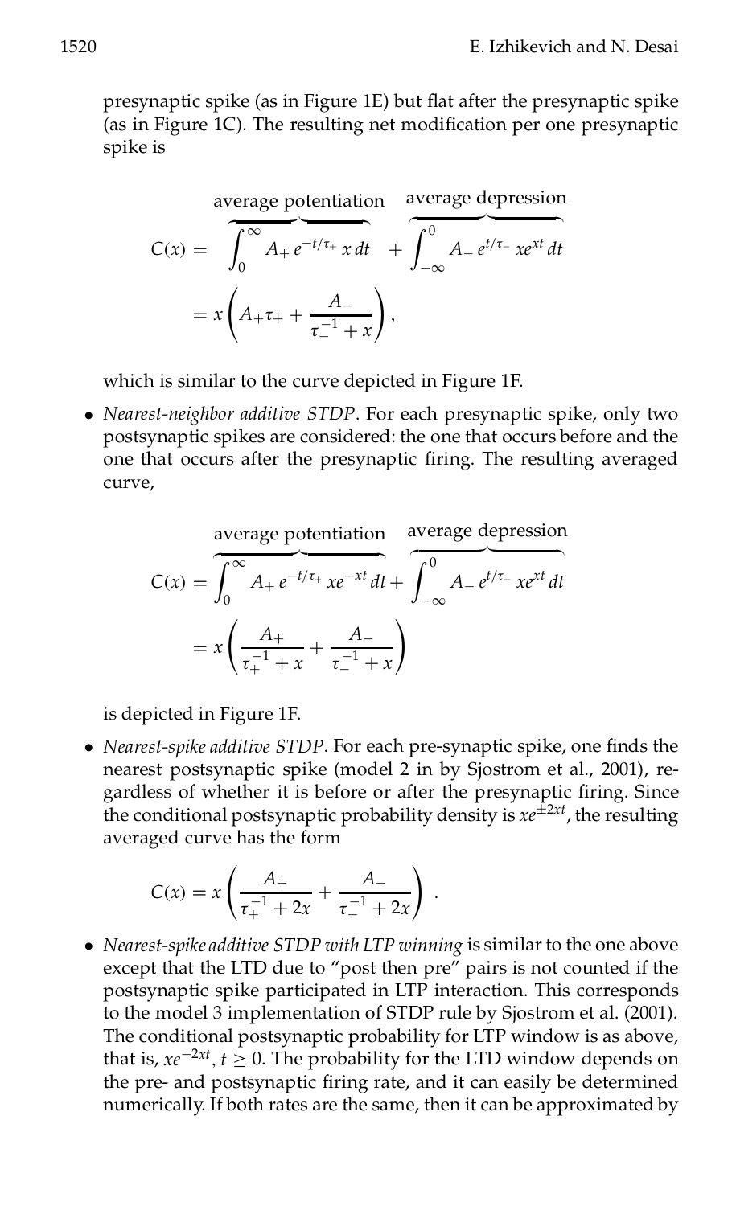presynaptic spike (as in Figure 1E) but flat after the presynaptic spike (as in Figure 1C). The resulting net modification per one presynaptic spike is

$$C(x) = \overbrace{\int_0^{\infty} A_+ e^{-t/\tau_+} x \, dt}^{\text{average potentiation}} + \overbrace{\int_{-\infty}^{0} A_- e^{t/\tau_-} x e^{xt} \, dt}^{\text{average depression}}$$

$$= x \left( A_+ \tau_+ + \frac{A_-}{\tau_-^{-1} + x} \right),$$

which is similar to the curve depicted in Figure 1F.

- *Nearest-neighbor additive STDP*. For each presynaptic spike, only two postsynaptic spikes are considered: the one that occurs before and the one that occurs after the presynaptic firing. The resulting averaged curve,

$$C(x) = \overbrace{\int_0^{\infty} A_+ e^{-t/\tau_+} x e^{-xt} \, dt}^{\text{average potentiation}} + \overbrace{\int_{-\infty}^{0} A_- e^{t/\tau_-} x e^{xt} \, dt}^{\text{average depression}}$$

$$= x \left( \frac{A_+}{\tau_+^{-1} + x} + \frac{A_-}{\tau_-^{-1} + x} \right)$$

is depicted in Figure 1F.

- *Nearest-spike additive STDP*. For each pre-synaptic spike, one finds the nearest postsynaptic spike (model 2 in by Sjostrom et al., 2001), regardless of whether it is before or after the presynaptic firing. Since the conditional postsynaptic probability density is $xe^{\pm 2xt}$, the resulting averaged curve has the form

$$C(x) = x \left( \frac{A_+}{\tau_+^{-1} + 2x} + \frac{A_-}{\tau_-^{-1} + 2x} \right) .$$

- *Nearest-spike additive STDP with LTP winning* is similar to the one above except that the LTD due to "post then pre" pairs is not counted if the postsynaptic spike participated in LTP interaction. This corresponds to the model 3 implementation of STDP rule by Sjostrom et al. (2001). The conditional postsynaptic probability for LTP window is as above, that is, $xe^{-2xt}$, $t \geq 0$. The probability for the LTD window depends on the pre- and postsynaptic firing rate, and it can easily be determined numerically. If both rates are the same, then it can be approximated by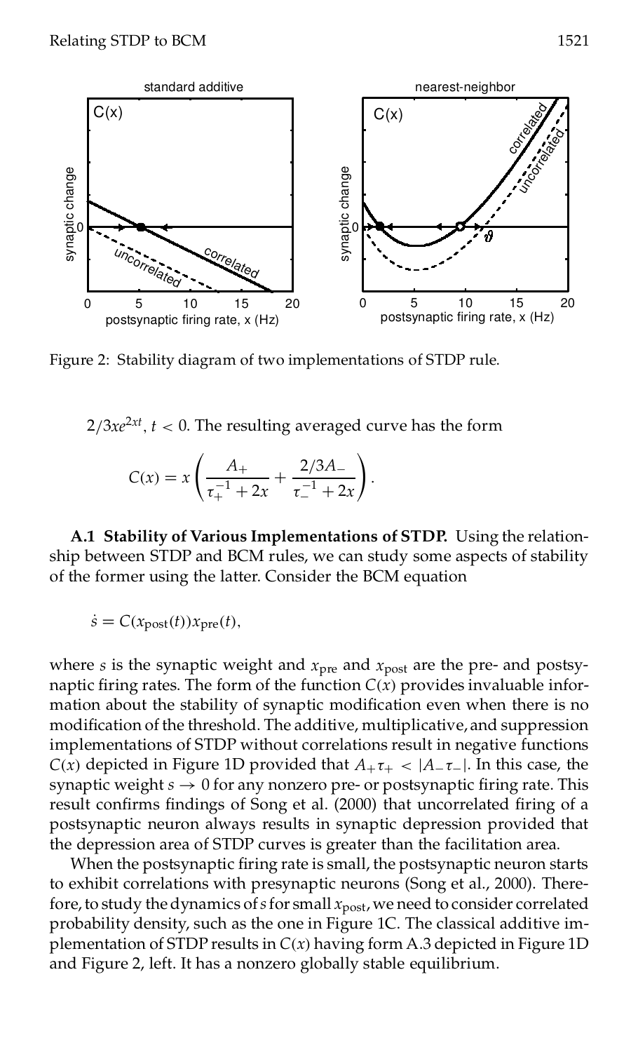Figure 2: Stability diagram of two implementations of STDP rule.

$2/3xe^{2xt}$, $t < 0$. The resulting averaged curve has the form

$$C(x) = x\left(\frac{A_+}{\tau_+^{-1} + 2x} + \frac{2/3A_-}{\tau_-^{-1} + 2x}\right).$$

**A.1 Stability of Various Implementations of STDP.** Using the relationship between STDP and BCM rules, we can study some aspects of stability of the former using the latter. Consider the BCM equation

$$\dot{s} = C(x_{\text{post}}(t))x_{\text{pre}}(t),$$

where $s$ is the synaptic weight and $x_{\text{pre}}$ and $x_{\text{post}}$ are the pre- and postsynaptic firing rates. The form of the function $C(x)$ provides invaluable information about the stability of synaptic modification even when there is no modification of the threshold. The additive, multiplicative, and suppression implementations of STDP without correlations result in negative functions $C(x)$ depicted in Figure 1D provided that $A_+\tau_+ < |A_-\tau_-|$. In this case, the synaptic weight $s \to 0$ for any nonzero pre- or postsynaptic firing rate. This result confirms findings of Song et al. (2000) that uncorrelated firing of a postsynaptic neuron always results in synaptic depression provided that the depression area of STDP curves is greater than the facilitation area.

When the postsynaptic firing rate is small, the postsynaptic neuron starts to exhibit correlations with presynaptic neurons (Song et al., 2000). Therefore, to study the dynamics of $s$ for small $x_{\text{post}}$, we need to consider correlated probability density, such as the one in Figure 1C. The classical additive implementation of STDP results in $C(x)$ having form A.3 depicted in Figure 1D and Figure 2, left. It has a nonzero globally stable equilibrium.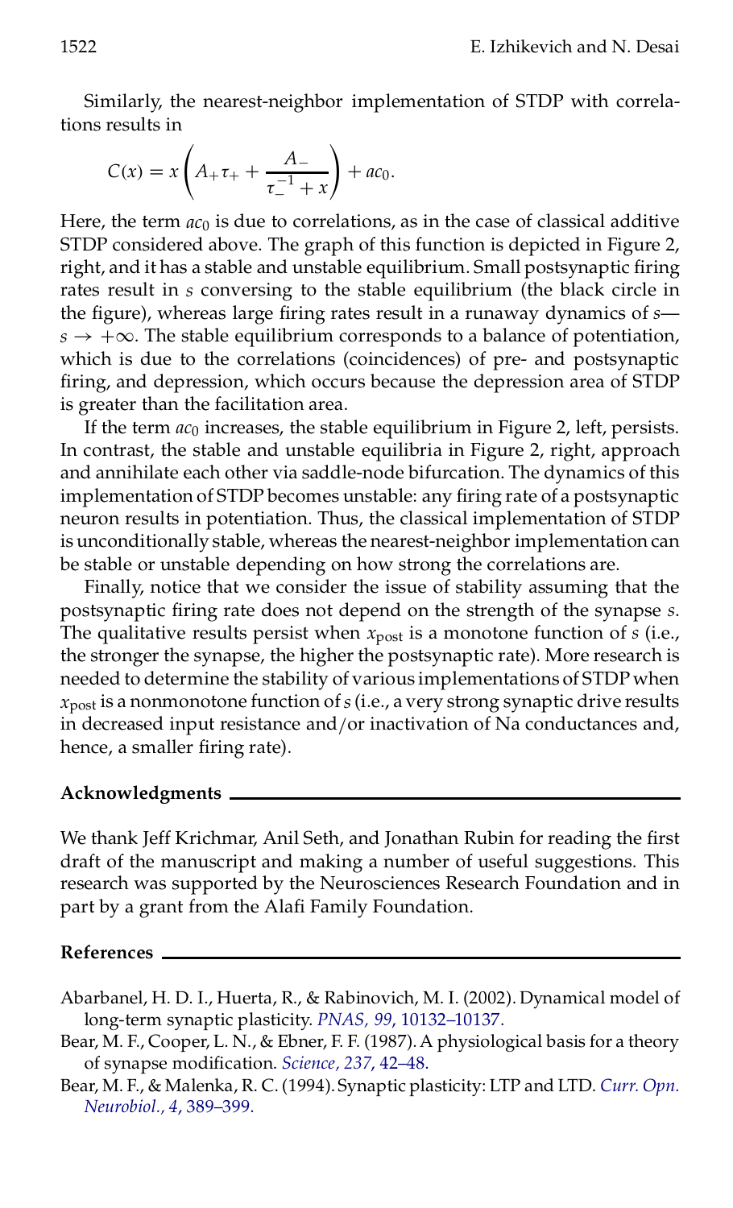Similarly, the nearest-neighbor implementation of STDP with correlations results in

$$C(x) = x\left(A_+\tau_+ + \frac{A_-}{\tau_-^{-1} + x}\right) + ac_0.$$

Here, the term $ac_0$ is due to correlations, as in the case of classical additive STDP considered above. The graph of this function is depicted in Figure 2, right, and it has a stable and unstable equilibrium. Small postsynaptic firing rates result in $s$ conversing to the stable equilibrium (the black circle in the figure), whereas large firing rates result in a runaway dynamics of $s$—$s \to +\infty$. The stable equilibrium corresponds to a balance of potentiation, which is due to the correlations (coincidences) of pre- and postsynaptic firing, and depression, which occurs because the depression area of STDP is greater than the facilitation area.

If the term $ac_0$ increases, the stable equilibrium in Figure 2, left, persists. In contrast, the stable and unstable equilibria in Figure 2, right, approach and annihilate each other via saddle-node bifurcation. The dynamics of this implementation of STDP becomes unstable: any firing rate of a postsynaptic neuron results in potentiation. Thus, the classical implementation of STDP is unconditionally stable, whereas the nearest-neighbor implementation can be stable or unstable depending on how strong the correlations are.

Finally, notice that we consider the issue of stability assuming that the postsynaptic firing rate does not depend on the strength of the synapse $s$. The qualitative results persist when $x_{\text{post}}$ is a monotone function of $s$ (i.e., the stronger the synapse, the higher the postsynaptic rate). More research is needed to determine the stability of various implementations of STDP when $x_{\text{post}}$ is a nonmonotone function of $s$ (i.e., a very strong synaptic drive results in decreased input resistance and/or inactivation of Na conductances and, hence, a smaller firing rate).

## Acknowledgments

We thank Jeff Krichmar, Anil Seth, and Jonathan Rubin for reading the first draft of the manuscript and making a number of useful suggestions. This research was supported by the Neurosciences Research Foundation and in part by a grant from the Alafi Family Foundation.

## References

Abarbanel, H. D. I., Huerta, R., & Rabinovich, M. I. (2002). Dynamical model of long-term synaptic plasticity. *PNAS, 99*, 10132–10137.

Bear, M. F., Cooper, L. N., & Ebner, F. F. (1987). A physiological basis for a theory of synapse modification. *Science, 237*, 42–48.

Bear, M. F., & Malenka, R. C. (1994). Synaptic plasticity: LTP and LTD. *Curr. Opn. Neurobiol., 4*, 389–399.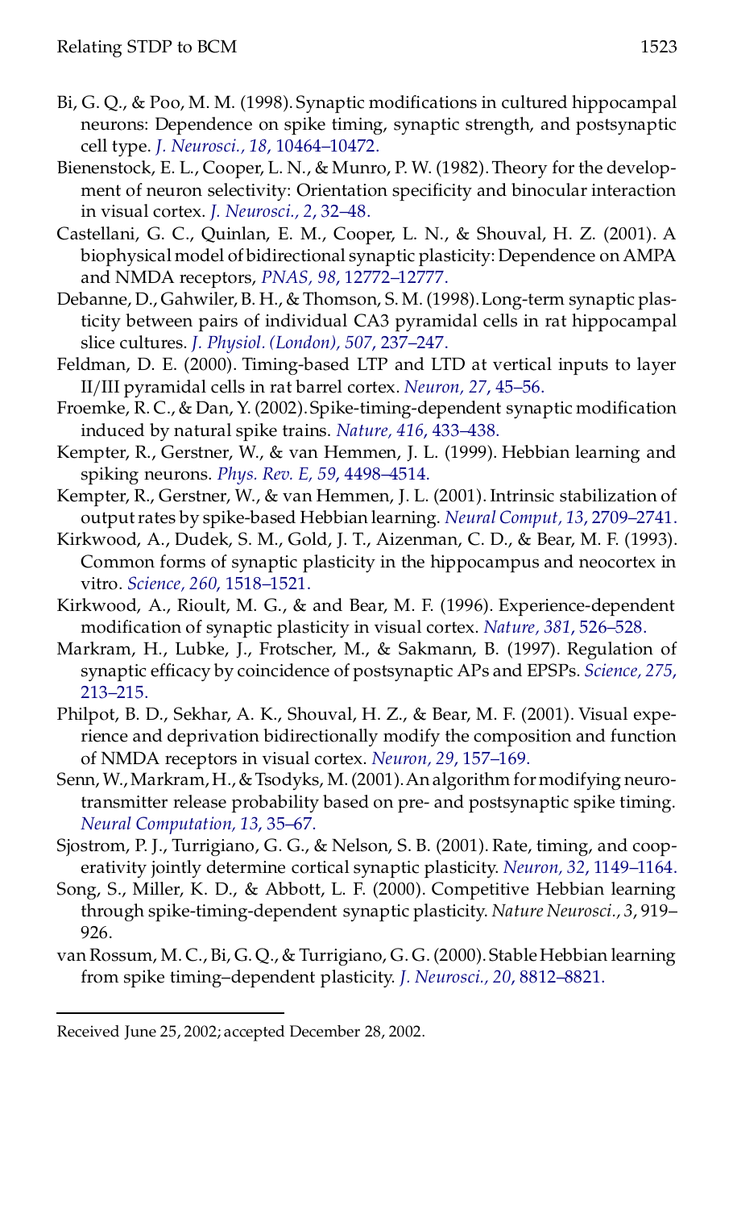Bi, G. Q., & Poo, M. M. (1998). Synaptic modifications in cultured hippocampal neurons: Dependence on spike timing, synaptic strength, and postsynaptic cell type. *J. Neurosci., 18*, 10464–10472.

Bienenstock, E. L., Cooper, L. N., & Munro, P. W. (1982). Theory for the development of neuron selectivity: Orientation specificity and binocular interaction in visual cortex. *J. Neurosci., 2*, 32–48.

Castellani, G. C., Quinlan, E. M., Cooper, L. N., & Shouval, H. Z. (2001). A biophysical model of bidirectional synaptic plasticity: Dependence on AMPA and NMDA receptors, *PNAS, 98*, 12772–12777.

Debanne, D., Gahwiler, B. H., & Thomson, S. M. (1998). Long-term synaptic plasticity between pairs of individual CA3 pyramidal cells in rat hippocampal slice cultures. *J. Physiol. (London), 507*, 237–247.

Feldman, D. E. (2000). Timing-based LTP and LTD at vertical inputs to layer II/III pyramidal cells in rat barrel cortex. *Neuron, 27*, 45–56.

Froemke, R. C., & Dan, Y. (2002). Spike-timing-dependent synaptic modification induced by natural spike trains. *Nature, 416*, 433–438.

Kempter, R., Gerstner, W., & van Hemmen, J. L. (1999). Hebbian learning and spiking neurons. *Phys. Rev. E, 59*, 4498–4514.

Kempter, R., Gerstner, W., & van Hemmen, J. L. (2001). Intrinsic stabilization of output rates by spike-based Hebbian learning. *Neural Comput, 13*, 2709–2741.

Kirkwood, A., Dudek, S. M., Gold, J. T., Aizenman, C. D., & Bear, M. F. (1993). Common forms of synaptic plasticity in the hippocampus and neocortex in vitro. *Science, 260*, 1518–1521.

Kirkwood, A., Rioult, M. G., & and Bear, M. F. (1996). Experience-dependent modification of synaptic plasticity in visual cortex. *Nature, 381*, 526–528.

Markram, H., Lubke, J., Frotscher, M., & Sakmann, B. (1997). Regulation of synaptic efficacy by coincidence of postsynaptic APs and EPSPs. *Science, 275*, 213–215.

Philpot, B. D., Sekhar, A. K., Shouval, H. Z., & Bear, M. F. (2001). Visual experience and deprivation bidirectionally modify the composition and function of NMDA receptors in visual cortex. *Neuron, 29*, 157–169.

Senn, W., Markram, H., & Tsodyks, M. (2001). An algorithm for modifying neurotransmitter release probability based on pre- and postsynaptic spike timing. *Neural Computation, 13*, 35–67.

Sjostrom, P. J., Turrigiano, G. G., & Nelson, S. B. (2001). Rate, timing, and cooperativity jointly determine cortical synaptic plasticity. *Neuron, 32*, 1149–1164.

Song, S., Miller, K. D., & Abbott, L. F. (2000). Competitive Hebbian learning through spike-timing-dependent synaptic plasticity. *Nature Neurosci., 3*, 919–926.

van Rossum, M. C., Bi, G. Q., & Turrigiano, G. G. (2000). Stable Hebbian learning from spike timing–dependent plasticity. *J. Neurosci., 20*, 8812–8821.

Received June 25, 2002; accepted December 28, 2002.